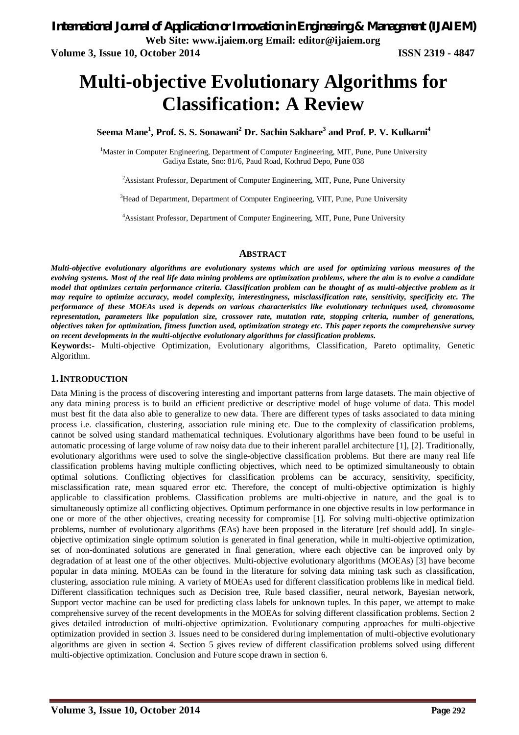# Multi-objective Evolutionary Algorithms for Classification: A Review

**Seema Mane[1], Prof. S. S. Sonawani[2] Dr. Sachin Sakhare[3] and Prof. P. V. Kulkarni[4]**

[1]Master in Computer Engineering, Department of Computer Engineering, MIT, Pune, Pune University
Gadiya Estate, Sno: 81/6, Paud Road, Kothrud Depo, Pune 038

[2]Assistant Professor, Department of Computer Engineering, MIT, Pune, Pune University

[3]Head of Department, Department of Computer Engineering, VIIT, Pune, Pune University

[4]Assistant Professor, Department of Computer Engineering, MIT, Pune, Pune University

## ABSTRACT

***Multi-objective evolutionary algorithms are evolutionary systems which are used for optimizing various measures of the evolving systems. Most of the real life data mining problems are optimization problems, where the aim is to evolve a candidate model that optimizes certain performance criteria. Classification problem can be thought of as multi-objective problem as it may require to optimize accuracy, model complexity, interestingness, misclassification rate, sensitivity, specificity etc. The performance of these MOEAs used is depends on various characteristics like evolutionary techniques used, chromosome representation, parameters like population size, crossover rate, mutation rate, stopping criteria, number of generations, objectives taken for optimization, fitness function used, optimization strategy etc. This paper reports the comprehensive survey on recent developments in the multi-objective evolutionary algorithms for classification problems.***

**Keywords:-** Multi-objective Optimization, Evolutionary algorithms, Classification, Pareto optimality, Genetic Algorithm.

## 1. INTRODUCTION

Data Mining is the process of discovering interesting and important patterns from large datasets. The main objective of any data mining process is to build an efficient predictive or descriptive model of huge volume of data. This model must best fit the data also able to generalize to new data. There are different types of tasks associated to data mining process i.e. classification, clustering, association rule mining etc. Due to the complexity of classification problems, cannot be solved using standard mathematical techniques. Evolutionary algorithms have been found to be useful in automatic processing of large volume of raw noisy data due to their inherent parallel architecture [1], [2]. Traditionally, evolutionary algorithms were used to solve the single-objective classification problems. But there are many real life classification problems having multiple conflicting objectives, which need to be optimized simultaneously to obtain optimal solutions. Conflicting objectives for classification problems can be accuracy, sensitivity, specificity, misclassification rate, mean squared error etc. Therefore, the concept of multi-objective optimization is highly applicable to classification problems. Classification problems are multi-objective in nature, and the goal is to simultaneously optimize all conflicting objectives. Optimum performance in one objective results in low performance in one or more of the other objectives, creating necessity for compromise [1]. For solving multi-objective optimization problems, number of evolutionary algorithms (EAs) have been proposed in the literature [ref should add]. In single-objective optimization single optimum solution is generated in final generation, while in multi-objective optimization, set of non-dominated solutions are generated in final generation, where each objective can be improved only by degradation of at least one of the other objectives. Multi-objective evolutionary algorithms (MOEAs) [3] have become popular in data mining. MOEAs can be found in the literature for solving data mining task such as classification, clustering, association rule mining. A variety of MOEAs used for different classification problems like in medical field. Different classification techniques such as Decision tree, Rule based classifier, neural network, Bayesian network, Support vector machine can be used for predicting class labels for unknown tuples. In this paper, we attempt to make comprehensive survey of the recent developments in the MOEAs for solving different classification problems. Section 2 gives detailed introduction of multi-objective optimization. Evolutionary computing approaches for multi-objective optimization provided in section 3. Issues need to be considered during implementation of multi-objective evolutionary algorithms are given in section 4. Section 5 gives review of different classification problems solved using different multi-objective optimization. Conclusion and Future scope drawn in section 6.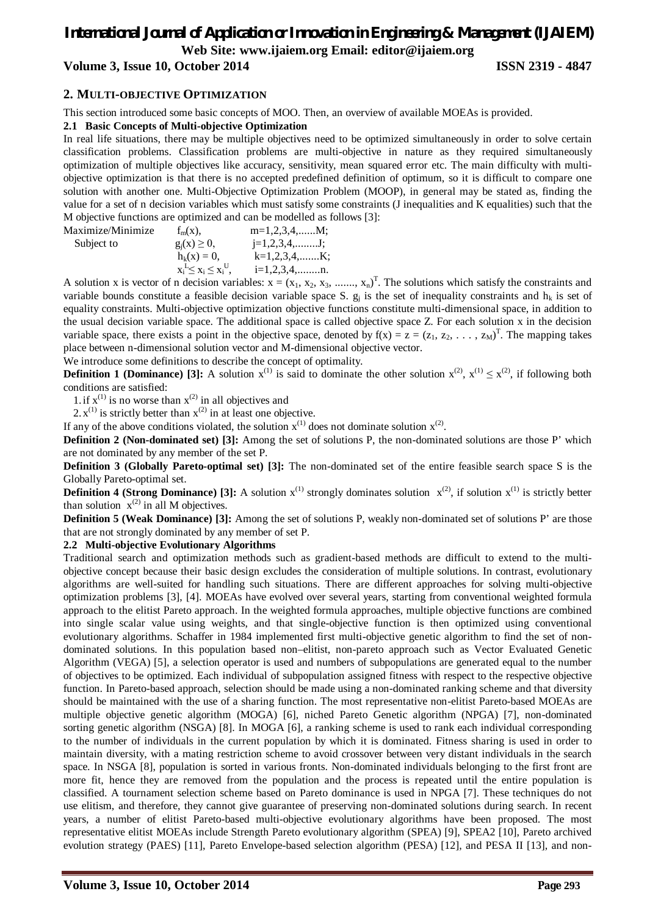## 2. MULTI-OBJECTIVE OPTIMIZATION

This section introduced some basic concepts of MOO. Then, an overview of available MOEAs is provided.

### 2.1 Basic Concepts of Multi-objective Optimization

In real life situations, there may be multiple objectives need to be optimized simultaneously in order to solve certain classification problems. Classification problems are multi-objective in nature as they required simultaneously optimization of multiple objectives like accuracy, sensitivity, mean squared error etc. The main difficulty with multi-objective optimization is that there is no accepted predefined definition of optimum, so it is difficult to compare one solution with another one. Multi-Objective Optimization Problem (MOOP), in general may be stated as, finding the value for a set of n decision variables which must satisfy some constraints (J inequalities and K equalities) such that the M objective functions are optimized and can be modelled as follows [3]:

$$
\begin{array}{lll}
\text{Maximize/Minimize} & f_m(x), & m=1,2,3,4,......M; \\
\text{Subject to} & g_j(x) \geq 0, & j=1,2,3,4,........J; \\
 & h_k(x) = 0, & k=1,2,3,4,.......K; \\
 & x_i^L \leq x_i \leq x_i^U, & i=1,2,3,4,........n.
\end{array}
$$

A solution x is vector of n decision variables: $x = (x_1, x_2, x_3, ......., x_n)^T$. The solutions which satisfy the constraints and variable bounds constitute a feasible decision variable space S. $g_j$ is the set of inequality constraints and $h_k$ is set of equality constraints. Multi-objective optimization objective functions constitute multi-dimensional space, in addition to the usual decision variable space. The additional space is called objective space Z. For each solution x in the decision variable space, there exists a point in the objective space, denoted by $f(x) = z = (z_1, z_2, . . . , z_M)^T$. The mapping takes place between n-dimensional solution vector and M-dimensional objective vector.

We introduce some definitions to describe the concept of optimality.

**Definition 1 (Dominance) [3]:** A solution $x^{(1)}$ is said to dominate the other solution $x^{(2)}$, $x^{(1)} \leq x^{(2)}$, if following both conditions are satisfied:

1. if $x^{(1)}$ is no worse than $x^{(2)}$ in all objectives and
2. $x^{(1)}$ is strictly better than $x^{(2)}$ in at least one objective.

If any of the above conditions violated, the solution $x^{(1)}$ does not dominate solution $x^{(2)}$.

**Definition 2 (Non-dominated set) [3]:** Among the set of solutions P, the non-dominated solutions are those P' which are not dominated by any member of the set P.

**Definition 3 (Globally Pareto-optimal set) [3]:** The non-dominated set of the entire feasible search space S is the Globally Pareto-optimal set.

**Definition 4 (Strong Dominance) [3]:** A solution $x^{(1)}$ strongly dominates solution $x^{(2)}$, if solution $x^{(1)}$ is strictly better than solution $x^{(2)}$ in all M objectives.

**Definition 5 (Weak Dominance) [3]:** Among the set of solutions P, weakly non-dominated set of solutions P' are those that are not strongly dominated by any member of set P.

### 2.2 Multi-objective Evolutionary Algorithms

Traditional search and optimization methods such as gradient-based methods are difficult to extend to the multi-objective concept because their basic design excludes the consideration of multiple solutions. In contrast, evolutionary algorithms are well-suited for handling such situations. There are different approaches for solving multi-objective optimization problems [3], [4]. MOEAs have evolved over several years, starting from conventional weighted formula approach to the elitist Pareto approach. In the weighted formula approaches, multiple objective functions are combined into single scalar value using weights, and that single-objective function is then optimized using conventional evolutionary algorithms. Schaffer in 1984 implemented first multi-objective genetic algorithm to find the set of non-dominated solutions. In this population based non–elitist, non-pareto approach such as Vector Evaluated Genetic Algorithm (VEGA) [5], a selection operator is used and numbers of subpopulations are generated equal to the number of objectives to be optimized. Each individual of subpopulation assigned fitness with respect to the respective objective function. In Pareto-based approach, selection should be made using a non-dominated ranking scheme and that diversity should be maintained with the use of a sharing function. The most representative non-elitist Pareto-based MOEAs are multiple objective genetic algorithm (MOGA) [6], niched Pareto Genetic algorithm (NPGA) [7], non-dominated sorting genetic algorithm (NSGA) [8]. In MOGA [6], a ranking scheme is used to rank each individual corresponding to the number of individuals in the current population by which it is dominated. Fitness sharing is used in order to maintain diversity, with a mating restriction scheme to avoid crossover between very distant individuals in the search space. In NSGA [8], population is sorted in various fronts. Non-dominated individuals belonging to the first front are more fit, hence they are removed from the population and the process is repeated until the entire population is classified. A tournament selection scheme based on Pareto dominance is used in NPGA [7]. These techniques do not use elitism, and therefore, they cannot give guarantee of preserving non-dominated solutions during search. In recent years, a number of elitist Pareto-based multi-objective evolutionary algorithms have been proposed. The most representative elitist MOEAs include Strength Pareto evolutionary algorithm (SPEA) [9], SPEA2 [10], Pareto archived evolution strategy (PAES) [11], Pareto Envelope-based selection algorithm (PESA) [12], and PESA II [13], and non-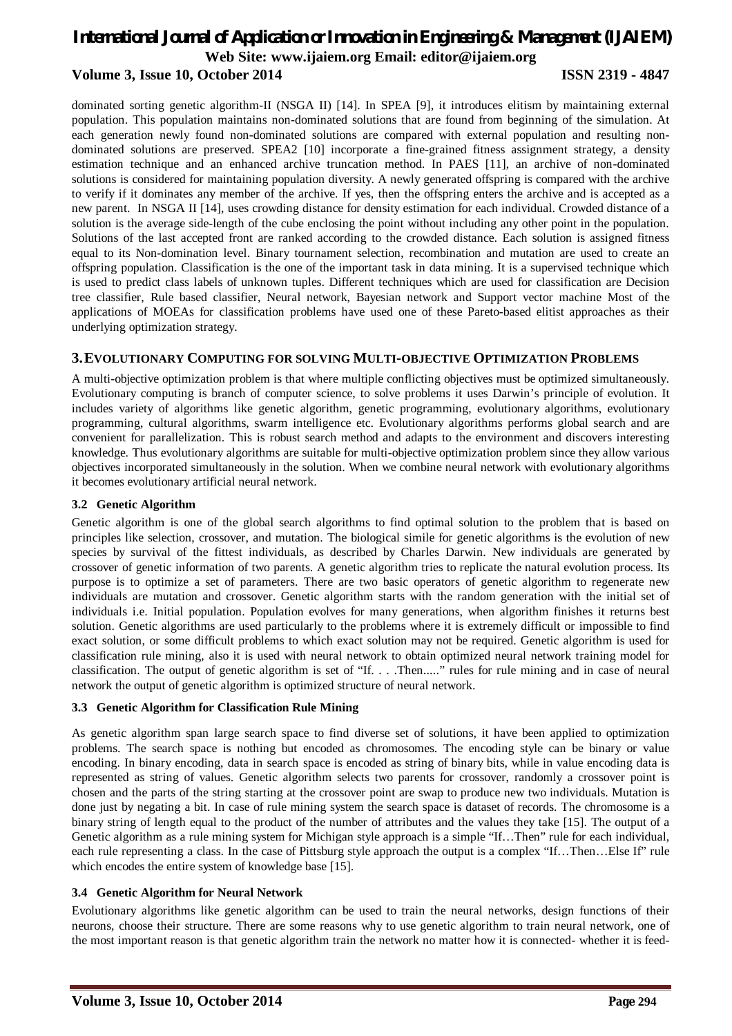dominated sorting genetic algorithm-II (NSGA II) [14]. In SPEA [9], it introduces elitism by maintaining external population. This population maintains non-dominated solutions that are found from beginning of the simulation. At each generation newly found non-dominated solutions are compared with external population and resulting non-dominated solutions are preserved. SPEA2 [10] incorporate a fine-grained fitness assignment strategy, a density estimation technique and an enhanced archive truncation method. In PAES [11], an archive of non-dominated solutions is considered for maintaining population diversity. A newly generated offspring is compared with the archive to verify if it dominates any member of the archive. If yes, then the offspring enters the archive and is accepted as a new parent. In NSGA II [14], uses crowding distance for density estimation for each individual. Crowded distance of a solution is the average side-length of the cube enclosing the point without including any other point in the population. Solutions of the last accepted front are ranked according to the crowded distance. Each solution is assigned fitness equal to its Non-domination level. Binary tournament selection, recombination and mutation are used to create an offspring population. Classification is the one of the important task in data mining. It is a supervised technique which is used to predict class labels of unknown tuples. Different techniques which are used for classification are Decision tree classifier, Rule based classifier, Neural network, Bayesian network and Support vector machine Most of the applications of MOEAs for classification problems have used one of these Pareto-based elitist approaches as their underlying optimization strategy.

## 3. EVOLUTIONARY COMPUTING FOR SOLVING MULTI-OBJECTIVE OPTIMIZATION PROBLEMS

A multi-objective optimization problem is that where multiple conflicting objectives must be optimized simultaneously. Evolutionary computing is branch of computer science, to solve problems it uses Darwin's principle of evolution. It includes variety of algorithms like genetic algorithm, genetic programming, evolutionary algorithms, evolutionary programming, cultural algorithms, swarm intelligence etc. Evolutionary algorithms performs global search and are convenient for parallelization. This is robust search method and adapts to the environment and discovers interesting knowledge. Thus evolutionary algorithms are suitable for multi-objective optimization problem since they allow various objectives incorporated simultaneously in the solution. When we combine neural network with evolutionary algorithms it becomes evolutionary artificial neural network.

### 3.2 Genetic Algorithm

Genetic algorithm is one of the global search algorithms to find optimal solution to the problem that is based on principles like selection, crossover, and mutation. The biological simile for genetic algorithms is the evolution of new species by survival of the fittest individuals, as described by Charles Darwin. New individuals are generated by crossover of genetic information of two parents. A genetic algorithm tries to replicate the natural evolution process. Its purpose is to optimize a set of parameters. There are two basic operators of genetic algorithm to regenerate new individuals are mutation and crossover. Genetic algorithm starts with the random generation with the initial set of individuals i.e. Initial population. Population evolves for many generations, when algorithm finishes it returns best solution. Genetic algorithms are used particularly to the problems where it is extremely difficult or impossible to find exact solution, or some difficult problems to which exact solution may not be required. Genetic algorithm is used for classification rule mining, also it is used with neural network to obtain optimized neural network training model for classification. The output of genetic algorithm is set of "If. . . .Then....." rules for rule mining and in case of neural network the output of genetic algorithm is optimized structure of neural network.

### 3.3 Genetic Algorithm for Classification Rule Mining

As genetic algorithm span large search space to find diverse set of solutions, it have been applied to optimization problems. The search space is nothing but encoded as chromosomes. The encoding style can be binary or value encoding. In binary encoding, data in search space is encoded as string of binary bits, while in value encoding data is represented as string of values. Genetic algorithm selects two parents for crossover, randomly a crossover point is chosen and the parts of the string starting at the crossover point are swap to produce new two individuals. Mutation is done just by negating a bit. In case of rule mining system the search space is dataset of records. The chromosome is a binary string of length equal to the product of the number of attributes and the values they take [15]. The output of a Genetic algorithm as a rule mining system for Michigan style approach is a simple "If…Then" rule for each individual, each rule representing a class. In the case of Pittsburg style approach the output is a complex "If…Then…Else If" rule which encodes the entire system of knowledge base [15].

### 3.4 Genetic Algorithm for Neural Network

Evolutionary algorithms like genetic algorithm can be used to train the neural networks, design functions of their neurons, choose their structure. There are some reasons why to use genetic algorithm to train neural network, one of the most important reason is that genetic algorithm train the network no matter how it is connected- whether it is feed-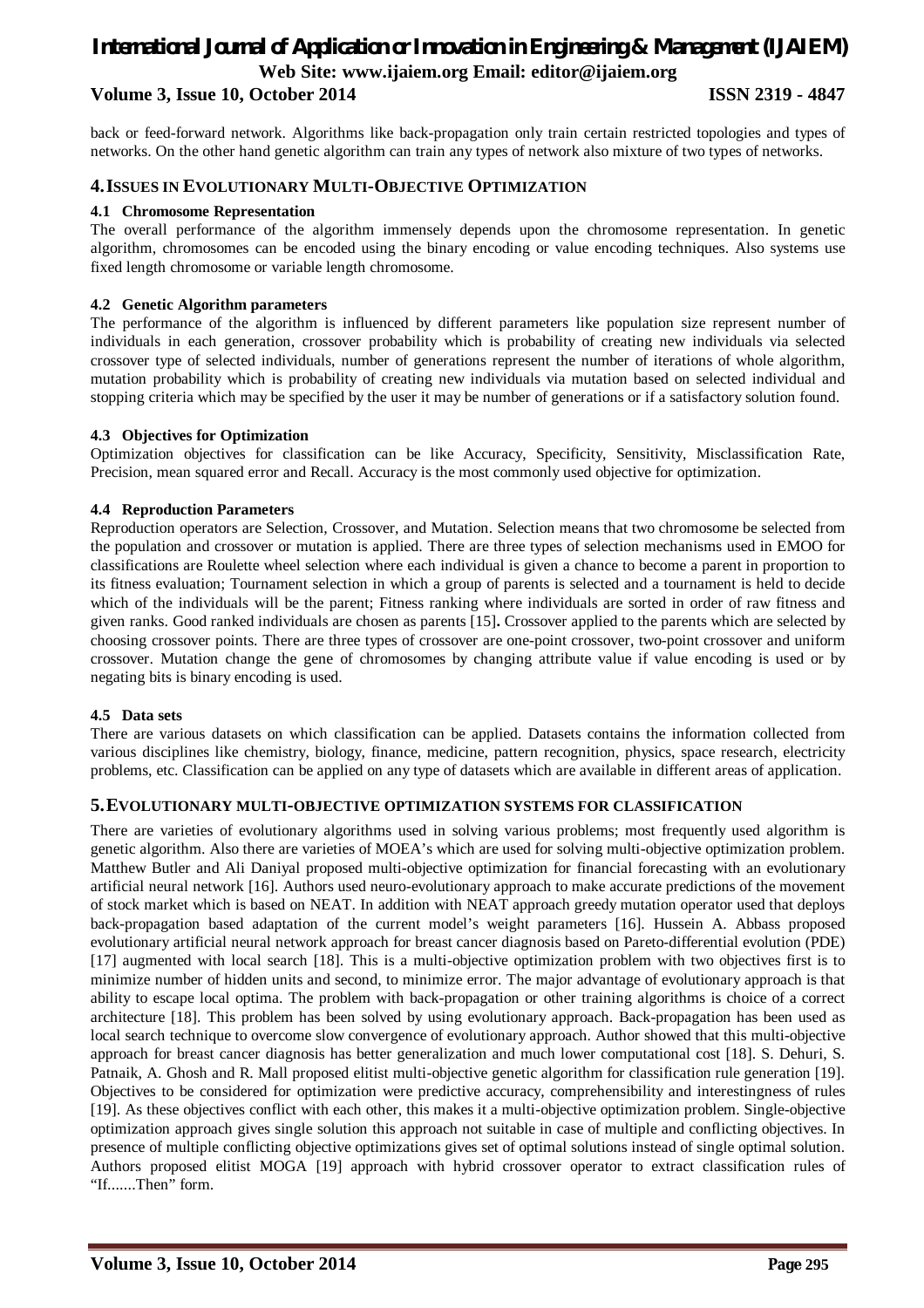back or feed-forward network. Algorithms like back-propagation only train certain restricted topologies and types of networks. On the other hand genetic algorithm can train any types of network also mixture of two types of networks.

## 4. ISSUES IN EVOLUTIONARY MULTI-OBJECTIVE OPTIMIZATION

### 4.1 Chromosome Representation

The overall performance of the algorithm immensely depends upon the chromosome representation. In genetic algorithm, chromosomes can be encoded using the binary encoding or value encoding techniques. Also systems use fixed length chromosome or variable length chromosome.

### 4.2 Genetic Algorithm parameters

The performance of the algorithm is influenced by different parameters like population size represent number of individuals in each generation, crossover probability which is probability of creating new individuals via selected crossover type of selected individuals, number of generations represent the number of iterations of whole algorithm, mutation probability which is probability of creating new individuals via mutation based on selected individual and stopping criteria which may be specified by the user it may be number of generations or if a satisfactory solution found.

### 4.3 Objectives for Optimization

Optimization objectives for classification can be like Accuracy, Specificity, Sensitivity, Misclassification Rate, Precision, mean squared error and Recall. Accuracy is the most commonly used objective for optimization.

### 4.4 Reproduction Parameters

Reproduction operators are Selection, Crossover, and Mutation. Selection means that two chromosome be selected from the population and crossover or mutation is applied. There are three types of selection mechanisms used in EMOO for classifications are Roulette wheel selection where each individual is given a chance to become a parent in proportion to its fitness evaluation; Tournament selection in which a group of parents is selected and a tournament is held to decide which of the individuals will be the parent; Fitness ranking where individuals are sorted in order of raw fitness and given ranks. Good ranked individuals are chosen as parents [15]**.** Crossover applied to the parents which are selected by choosing crossover points. There are three types of crossover are one-point crossover, two-point crossover and uniform crossover. Mutation change the gene of chromosomes by changing attribute value if value encoding is used or by negating bits is binary encoding is used.

### 4.5 Data sets

There are various datasets on which classification can be applied. Datasets contains the information collected from various disciplines like chemistry, biology, finance, medicine, pattern recognition, physics, space research, electricity problems, etc. Classification can be applied on any type of datasets which are available in different areas of application.

## 5. EVOLUTIONARY MULTI-OBJECTIVE OPTIMIZATION SYSTEMS FOR CLASSIFICATION

There are varieties of evolutionary algorithms used in solving various problems; most frequently used algorithm is genetic algorithm. Also there are varieties of MOEA's which are used for solving multi-objective optimization problem. Matthew Butler and Ali Daniyal proposed multi-objective optimization for financial forecasting with an evolutionary artificial neural network [16]. Authors used neuro-evolutionary approach to make accurate predictions of the movement of stock market which is based on NEAT. In addition with NEAT approach greedy mutation operator used that deploys back-propagation based adaptation of the current model's weight parameters [16]. Hussein A. Abbass proposed evolutionary artificial neural network approach for breast cancer diagnosis based on Pareto-differential evolution (PDE) [17] augmented with local search [18]. This is a multi-objective optimization problem with two objectives first is to minimize number of hidden units and second, to minimize error. The major advantage of evolutionary approach is that ability to escape local optima. The problem with back-propagation or other training algorithms is choice of a correct architecture [18]. This problem has been solved by using evolutionary approach. Back-propagation has been used as local search technique to overcome slow convergence of evolutionary approach. Author showed that this multi-objective approach for breast cancer diagnosis has better generalization and much lower computational cost [18]. S. Dehuri, S. Patnaik, A. Ghosh and R. Mall proposed elitist multi-objective genetic algorithm for classification rule generation [19]. Objectives to be considered for optimization were predictive accuracy, comprehensibility and interestingness of rules [19]. As these objectives conflict with each other, this makes it a multi-objective optimization problem. Single-objective optimization approach gives single solution this approach not suitable in case of multiple and conflicting objectives. In presence of multiple conflicting objective optimizations gives set of optimal solutions instead of single optimal solution. Authors proposed elitist MOGA [19] approach with hybrid crossover operator to extract classification rules of "If.......Then" form.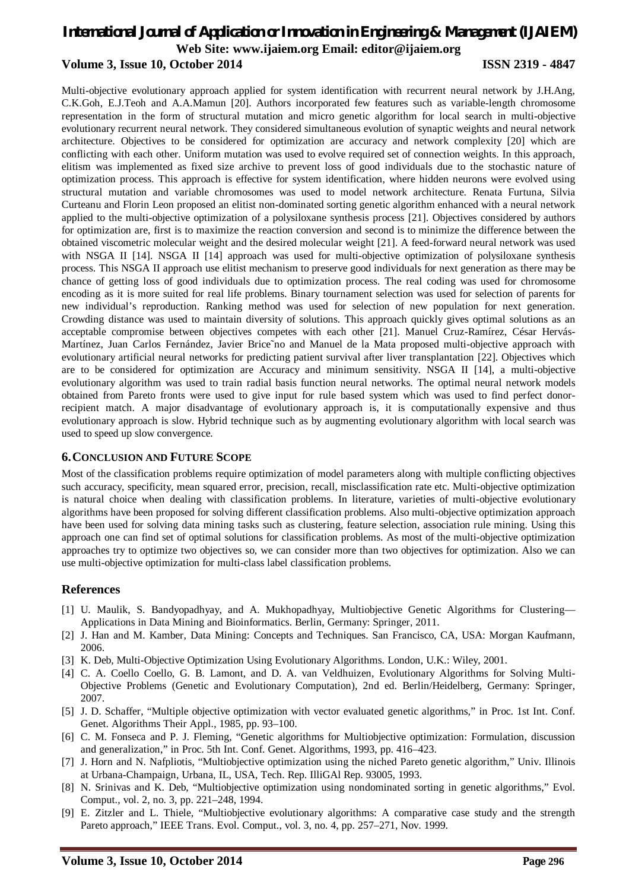Multi-objective evolutionary approach applied for system identification with recurrent neural network by J.H.Ang, C.K.Goh, E.J.Teoh and A.A.Mamun [20]. Authors incorporated few features such as variable-length chromosome representation in the form of structural mutation and micro genetic algorithm for local search in multi-objective evolutionary recurrent neural network. They considered simultaneous evolution of synaptic weights and neural network architecture. Objectives to be considered for optimization are accuracy and network complexity [20] which are conflicting with each other. Uniform mutation was used to evolve required set of connection weights. In this approach, elitism was implemented as fixed size archive to prevent loss of good individuals due to the stochastic nature of optimization process. This approach is effective for system identification, where hidden neurons were evolved using structural mutation and variable chromosomes was used to model network architecture. Renata Furtuna, Silvia Curteanu and Florin Leon proposed an elitist non-dominated sorting genetic algorithm enhanced with a neural network applied to the multi-objective optimization of a polysiloxane synthesis process [21]. Objectives considered by authors for optimization are, first is to maximize the reaction conversion and second is to minimize the difference between the obtained viscometric molecular weight and the desired molecular weight [21]. A feed-forward neural network was used with NSGA II [14]. NSGA II [14] approach was used for multi-objective optimization of polysiloxane synthesis process. This NSGA II approach use elitist mechanism to preserve good individuals for next generation as there may be chance of getting loss of good individuals due to optimization process. The real coding was used for chromosome encoding as it is more suited for real life problems. Binary tournament selection was used for selection of parents for new individual's reproduction. Ranking method was used for selection of new population for next generation. Crowding distance was used to maintain diversity of solutions. This approach quickly gives optimal solutions as an acceptable compromise between objectives competes with each other [21]. Manuel Cruz-Ramírez, César Hervás-Martínez, Juan Carlos Fernández, Javier Brice˜no and Manuel de la Mata proposed multi-objective approach with evolutionary artificial neural networks for predicting patient survival after liver transplantation [22]. Objectives which are to be considered for optimization are Accuracy and minimum sensitivity. NSGA II [14], a multi-objective evolutionary algorithm was used to train radial basis function neural networks. The optimal neural network models obtained from Pareto fronts were used to give input for rule based system which was used to find perfect donor-recipient match. A major disadvantage of evolutionary approach is, it is computationally expensive and thus evolutionary approach is slow. Hybrid technique such as by augmenting evolutionary algorithm with local search was used to speed up slow convergence.

## 6. Conclusion and Future Scope

Most of the classification problems require optimization of model parameters along with multiple conflicting objectives such accuracy, specificity, mean squared error, precision, recall, misclassification rate etc. Multi-objective optimization is natural choice when dealing with classification problems. In literature, varieties of multi-objective evolutionary algorithms have been proposed for solving different classification problems. Also multi-objective optimization approach have been used for solving data mining tasks such as clustering, feature selection, association rule mining. Using this approach one can find set of optimal solutions for classification problems. As most of the multi-objective optimization approaches try to optimize two objectives so, we can consider more than two objectives for optimization. Also we can use multi-objective optimization for multi-class label classification problems.

## References

[1] U. Maulik, S. Bandyopadhyay, and A. Mukhopadhyay, Multiobjective Genetic Algorithms for Clustering—Applications in Data Mining and Bioinformatics. Berlin, Germany: Springer, 2011.

[2] J. Han and M. Kamber, Data Mining: Concepts and Techniques. San Francisco, CA, USA: Morgan Kaufmann, 2006.

[3] K. Deb, Multi-Objective Optimization Using Evolutionary Algorithms. London, U.K.: Wiley, 2001.

[4] C. A. Coello Coello, G. B. Lamont, and D. A. van Veldhuizen, Evolutionary Algorithms for Solving Multi-Objective Problems (Genetic and Evolutionary Computation), 2nd ed. Berlin/Heidelberg, Germany: Springer, 2007.

[5] J. D. Schaffer, "Multiple objective optimization with vector evaluated genetic algorithms," in Proc. 1st Int. Conf. Genet. Algorithms Their Appl., 1985, pp. 93–100.

[6] C. M. Fonseca and P. J. Fleming, "Genetic algorithms for Multiobjective optimization: Formulation, discussion and generalization," in Proc. 5th Int. Conf. Genet. Algorithms, 1993, pp. 416–423.

[7] J. Horn and N. Nafpliotis, "Multiobjective optimization using the niched Pareto genetic algorithm," Univ. Illinois at Urbana-Champaign, Urbana, IL, USA, Tech. Rep. IlliGAl Rep. 93005, 1993.

[8] N. Srinivas and K. Deb, "Multiobjective optimization using nondominated sorting in genetic algorithms," Evol. Comput., vol. 2, no. 3, pp. 221–248, 1994.

[9] E. Zitzler and L. Thiele, "Multiobjective evolutionary algorithms: A comparative case study and the strength Pareto approach," IEEE Trans. Evol. Comput., vol. 3, no. 4, pp. 257–271, Nov. 1999.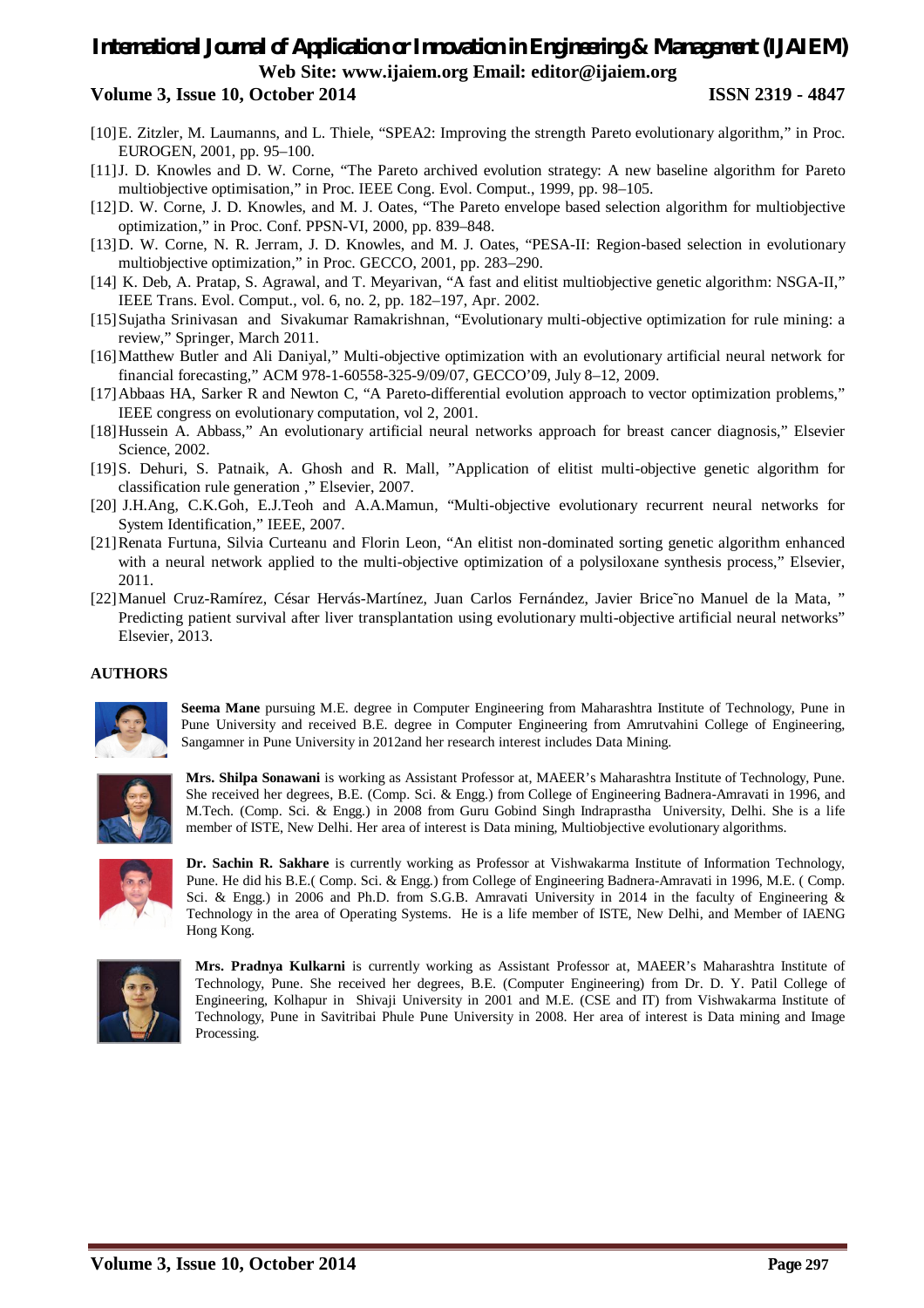[10] E. Zitzler, M. Laumanns, and L. Thiele, "SPEA2: Improving the strength Pareto evolutionary algorithm," in Proc. EUROGEN, 2001, pp. 95–100.

[11] J. D. Knowles and D. W. Corne, "The Pareto archived evolution strategy: A new baseline algorithm for Pareto multiobjective optimisation," in Proc. IEEE Cong. Evol. Comput., 1999, pp. 98–105.

[12] D. W. Corne, J. D. Knowles, and M. J. Oates, "The Pareto envelope based selection algorithm for multiobjective optimization," in Proc. Conf. PPSN-VI, 2000, pp. 839–848.

[13] D. W. Corne, N. R. Jerram, J. D. Knowles, and M. J. Oates, "PESA-II: Region-based selection in evolutionary multiobjective optimization," in Proc. GECCO, 2001, pp. 283–290.

[14] K. Deb, A. Pratap, S. Agrawal, and T. Meyarivan, "A fast and elitist multiobjective genetic algorithm: NSGA-II," IEEE Trans. Evol. Comput., vol. 6, no. 2, pp. 182–197, Apr. 2002.

[15] Sujatha Srinivasan and Sivakumar Ramakrishnan, "Evolutionary multi-objective optimization for rule mining: a review," Springer, March 2011.

[16] Matthew Butler and Ali Daniyal," Multi-objective optimization with an evolutionary artificial neural network for financial forecasting," ACM 978-1-60558-325-9/09/07, GECCO'09, July 8–12, 2009.

[17] Abbaas HA, Sarker R and Newton C, "A Pareto-differential evolution approach to vector optimization problems," IEEE congress on evolutionary computation, vol 2, 2001.

[18] Hussein A. Abbass," An evolutionary artificial neural networks approach for breast cancer diagnosis," Elsevier Science, 2002.

[19] S. Dehuri, S. Patnaik, A. Ghosh and R. Mall, "Application of elitist multi-objective genetic algorithm for classification rule generation ," Elsevier, 2007.

[20] J.H.Ang, C.K.Goh, E.J.Teoh and A.A.Mamun, "Multi-objective evolutionary recurrent neural networks for System Identification," IEEE, 2007.

[21] Renata Furtuna, Silvia Curteanu and Florin Leon, "An elitist non-dominated sorting genetic algorithm enhanced with a neural network applied to the multi-objective optimization of a polysiloxane synthesis process," Elsevier, 2011.

[22] Manuel Cruz-Ramírez, César Hervás-Martínez, Juan Carlos Fernández, Javier Brice˜no Manuel de la Mata, " Predicting patient survival after liver transplantation using evolutionary multi-objective artificial neural networks" Elsevier, 2013.

## AUTHORS

**Seema Mane** pursuing M.E. degree in Computer Engineering from Maharashtra Institute of Technology, Pune in Pune University and received B.E. degree in Computer Engineering from Amrutvahini College of Engineering, Sangamner in Pune University in 2012and her research interest includes Data Mining.

**Mrs. Shilpa Sonawani** is working as Assistant Professor at, MAEER's Maharashtra Institute of Technology, Pune. She received her degrees, B.E. (Comp. Sci. & Engg.) from College of Engineering Badnera-Amravati in 1996, and M.Tech. (Comp. Sci. & Engg.) in 2008 from Guru Gobind Singh Indraprastha University, Delhi. She is a life member of ISTE, New Delhi. Her area of interest is Data mining, Multiobjective evolutionary algorithms.

**Dr. Sachin R. Sakhare** is currently working as Professor at Vishwakarma Institute of Information Technology, Pune. He did his B.E.( Comp. Sci. & Engg.) from College of Engineering Badnera-Amravati in 1996, M.E. ( Comp. Sci. & Engg.) in 2006 and Ph.D. from S.G.B. Amravati University in 2014 in the faculty of Engineering & Technology in the area of Operating Systems. He is a life member of ISTE, New Delhi, and Member of IAENG Hong Kong.

**Mrs. Pradnya Kulkarni** is currently working as Assistant Professor at, MAEER's Maharashtra Institute of Technology, Pune. She received her degrees, B.E. (Computer Engineering) from Dr. D. Y. Patil College of Engineering, Kolhapur in Shivaji University in 2001 and M.E. (CSE and IT) from Vishwakarma Institute of Technology, Pune in Savitribai Phule Pune University in 2008. Her area of interest is Data mining and Image Processing.